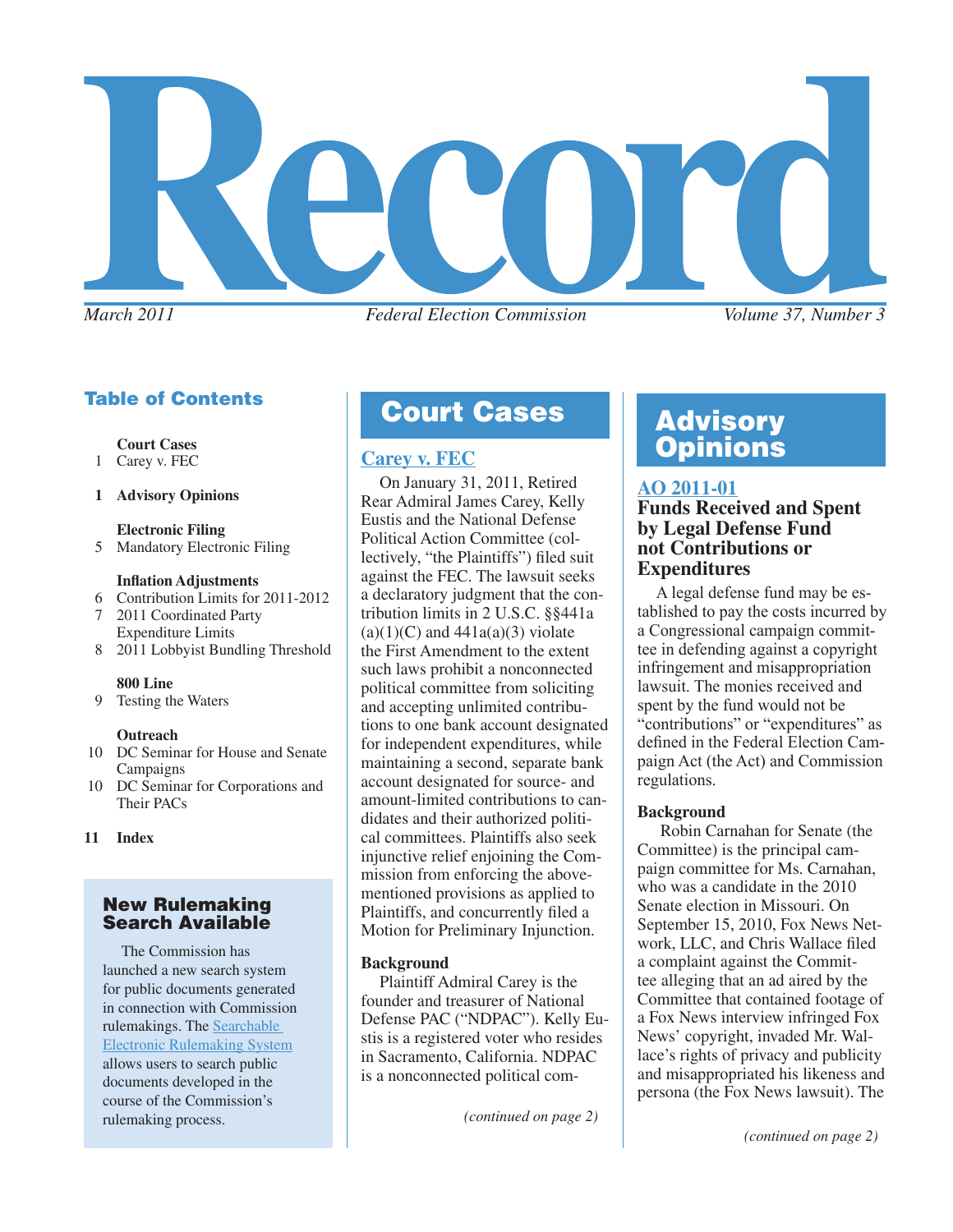# Record

*March 2011* *Federal Election Commission* *Volume 37, Number 3*

## Table of Contents

**Court Cases**
1 Carey v. FEC

**1 Advisory Opinions**

**Electronic Filing**
5 Mandatory Electronic Filing

**Inflation Adjustments**
6 Contribution Limits for 2011-2012
7 2011 Coordinated Party Expenditure Limits
8 2011 Lobbyist Bundling Threshold

**800 Line**
9 Testing the Waters

**Outreach**
10 DC Seminar for House and Senate Campaigns
10 DC Seminar for Corporations and Their PACs

**11 Index**

### New Rulemaking Search Available

The Commission has launched a new search system for public documents generated in connection with Commission rulemakings. The Searchable Electronic Rulemaking System allows users to search public documents developed in the course of the Commission's rulemaking process.

## Court Cases

### Carey v. FEC

On January 31, 2011, Retired Rear Admiral James Carey, Kelly Eustis and the National Defense Political Action Committee (collectively, "the Plaintiffs") filed suit against the FEC. The lawsuit seeks a declaratory judgment that the contribution limits in 2 U.S.C. §§441a (a)(1)(C) and 441a(a)(3) violate the First Amendment to the extent such laws prohibit a nonconnected political committee from soliciting and accepting unlimited contributions to one bank account designated for independent expenditures, while maintaining a second, separate bank account designated for source- and amount-limited contributions to candidates and their authorized political committees. Plaintiffs also seek injunctive relief enjoining the Commission from enforcing the above-mentioned provisions as applied to Plaintiffs, and concurrently filed a Motion for Preliminary Injunction.

**Background**

Plaintiff Admiral Carey is the founder and treasurer of National Defense PAC ("NDPAC"). Kelly Eustis is a registered voter who resides in Sacramento, California. NDPAC is a nonconnected political com-

*(continued on page 2)*

## Advisory Opinions

### AO 2011-01

### Funds Received and Spent by Legal Defense Fund not Contributions or Expenditures

A legal defense fund may be established to pay the costs incurred by a Congressional campaign committee in defending against a copyright infringement and misappropriation lawsuit. The monies received and spent by the fund would not be "contributions" or "expenditures" as defined in the Federal Election Campaign Act (the Act) and Commission regulations.

**Background**

Robin Carnahan for Senate (the Committee) is the principal campaign committee for Ms. Carnahan, who was a candidate in the 2010 Senate election in Missouri. On September 15, 2010, Fox News Network, LLC, and Chris Wallace filed a complaint against the Committee alleging that an ad aired by the Committee that contained footage of a Fox News interview infringed Fox News' copyright, invaded Mr. Wallace's rights of privacy and publicity and misappropriated his likeness and persona (the Fox News lawsuit). The

*(continued on page 2)*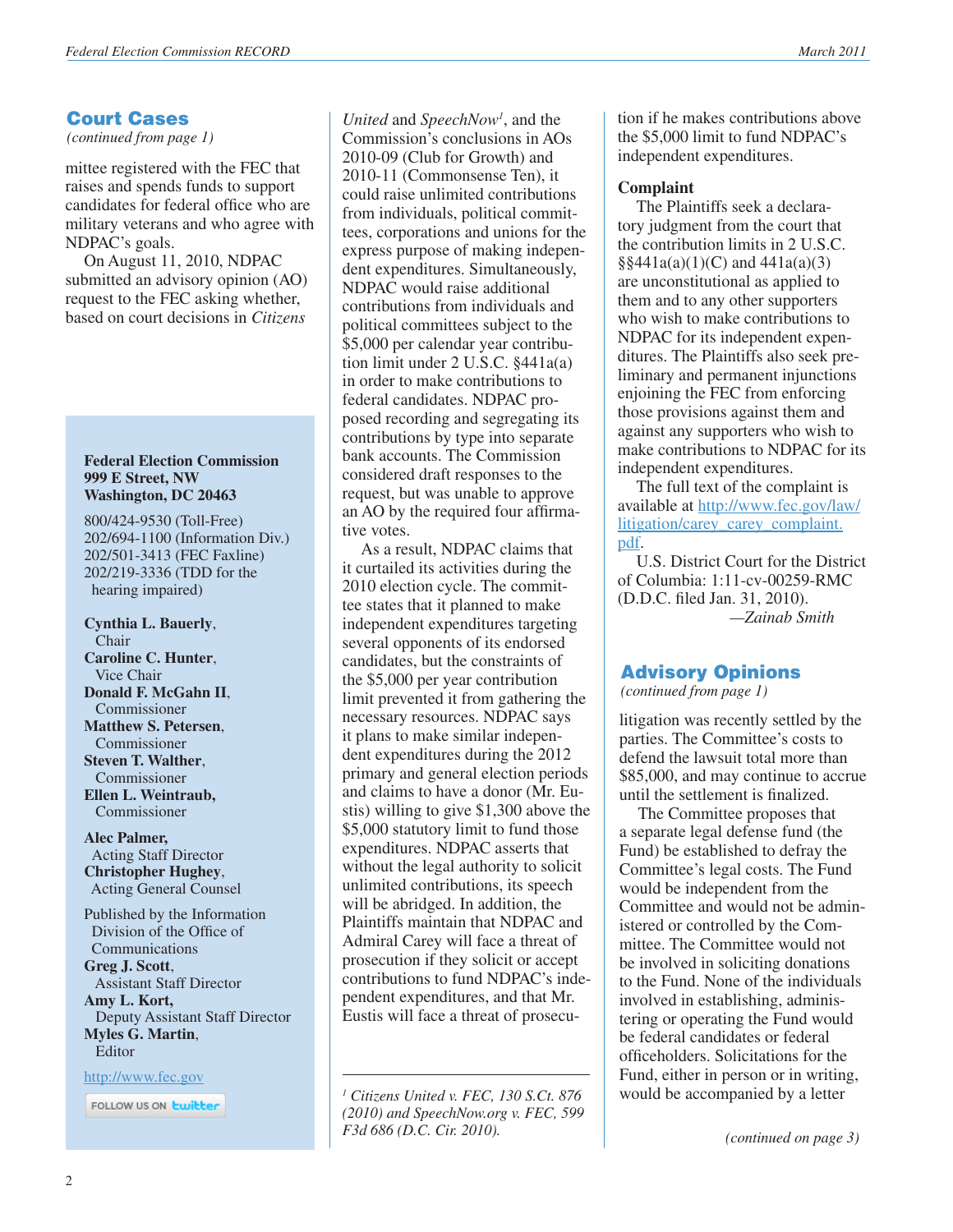## Court Cases

*(continued from page 1)*

mittee registered with the FEC that raises and spends funds to support candidates for federal office who are military veterans and who agree with NDPAC's goals.

On August 11, 2010, NDPAC submitted an advisory opinion (AO) request to the FEC asking whether, based on court decisions in *Citizens United* and *SpeechNow*[1], and the Commission's conclusions in AOs 2010-09 (Club for Growth) and 2010-11 (Commonsense Ten), it could raise unlimited contributions from individuals, political committees, corporations and unions for the express purpose of making independent expenditures. Simultaneously, NDPAC would raise additional contributions from individuals and political committees subject to the $5,000 per calendar year contribution limit under 2 U.S.C. §441a(a) in order to make contributions to federal candidates. NDPAC proposed recording and segregating its contributions by type into separate bank accounts. The Commission considered draft responses to the request, but was unable to approve an AO by the required four affirmative votes.

As a result, NDPAC claims that it curtailed its activities during the 2010 election cycle. The committee states that it planned to make independent expenditures targeting several opponents of its endorsed candidates, but the constraints of the $5,000 per year contribution limit prevented it from gathering the necessary resources. NDPAC says it plans to make similar independent expenditures during the 2012 primary and general election periods and claims to have a donor (Mr. Eustis) willing to give $1,300 above the $5,000 statutory limit to fund those expenditures. NDPAC asserts that without the legal authority to solicit unlimited contributions, its speech will be abridged. In addition, the Plaintiffs maintain that NDPAC and Admiral Carey will face a threat of prosecution if they solicit or accept contributions to fund NDPAC's independent expenditures, and that Mr. Eustis will face a threat of prosecution if he makes contributions above the $5,000 limit to fund NDPAC's independent expenditures.

**Complaint**

The Plaintiffs seek a declaratory judgment from the court that the contribution limits in 2 U.S.C. §§441a(a)(1)(C) and 441a(a)(3) are unconstitutional as applied to them and to any other supporters who wish to make contributions to NDPAC for its independent expenditures. The Plaintiffs also seek preliminary and permanent injunctions enjoining the FEC from enforcing those provisions against them and against any supporters who wish to make contributions to NDPAC for its independent expenditures.

The full text of the complaint is available at [http://www.fec.gov/law/litigation/carey_carey_complaint.pdf](http://www.fec.gov/law/litigation/carey_carey_complaint.pdf).

U.S. District Court for the District of Columbia: 1:11-cv-00259-RMC (D.D.C. filed Jan. 31, 2010).

—*Zainab Smith*

[1] *Citizens United v. FEC, 130 S.Ct. 876 (2010) and SpeechNow.org v. FEC, 599 F3d 686 (D.C. Cir. 2010).*

---

**Federal Election Commission**
**999 E Street, NW**
**Washington, DC 20463**

800/424-9530 (Toll-Free)
202/694-1100 (Information Div.)
202/501-3413 (FEC Faxline)
202/219-3336 (TDD for the hearing impaired)

**Cynthia L. Bauerly**, Chair
**Caroline C. Hunter**, Vice Chair
**Donald F. McGahn II**, Commissioner
**Matthew S. Petersen**, Commissioner
**Steven T. Walther**, Commissioner
**Ellen L. Weintraub,** Commissioner

**Alec Palmer,** Acting Staff Director
**Christopher Hughey**, Acting General Counsel

Published by the Information Division of the Office of Communications
**Greg J. Scott**, Assistant Staff Director
**Amy L. Kort,** Deputy Assistant Staff Director
**Myles G. Martin**, Editor

[http://www.fec.gov](http://www.fec.gov)

FOLLOW US ON twitter

---

## Advisory Opinions

*(continued from page 1)*

litigation was recently settled by the parties. The Committee's costs to defend the lawsuit total more than $85,000, and may continue to accrue until the settlement is finalized.

The Committee proposes that a separate legal defense fund (the Fund) be established to defray the Committee's legal costs. The Fund would be independent from the Committee and would not be administered or controlled by the Committee. The Committee would not be involved in soliciting donations to the Fund. None of the individuals involved in establishing, administering or operating the Fund would be federal candidates or federal officeholders. Solicitations for the Fund, either in person or in writing, would be accompanied by a letter

*(continued on page 3)*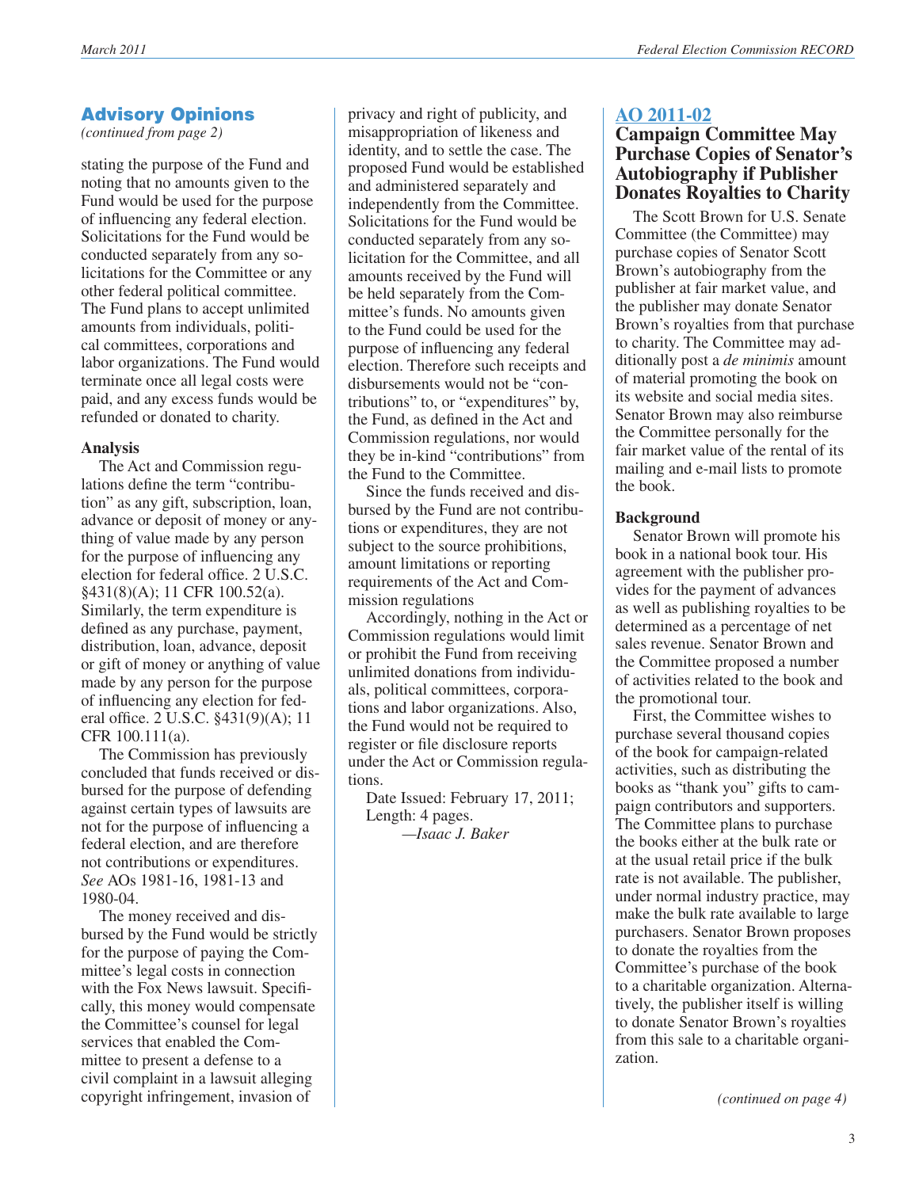## Advisory Opinions

*(continued from page 2)*

stating the purpose of the Fund and noting that no amounts given to the Fund would be used for the purpose of influencing any federal election. Solicitations for the Fund would be conducted separately from any solicitations for the Committee or any other federal political committee. The Fund plans to accept unlimited amounts from individuals, political committees, corporations and labor organizations. The Fund would terminate once all legal costs were paid, and any excess funds would be refunded or donated to charity.

**Analysis**

The Act and Commission regulations define the term "contribution" as any gift, subscription, loan, advance or deposit of money or anything of value made by any person for the purpose of influencing any election for federal office. 2 U.S.C. §431(8)(A); 11 CFR 100.52(a). Similarly, the term expenditure is defined as any purchase, payment, distribution, loan, advance, deposit or gift of money or anything of value made by any person for the purpose of influencing any election for federal office. 2 U.S.C. §431(9)(A); 11 CFR 100.111(a).

The Commission has previously concluded that funds received or disbursed for the purpose of defending against certain types of lawsuits are not for the purpose of influencing a federal election, and are therefore not contributions or expenditures. *See* AOs 1981-16, 1981-13 and 1980-04.

The money received and disbursed by the Fund would be strictly for the purpose of paying the Committee's legal costs in connection with the Fox News lawsuit. Specifically, this money would compensate the Committee's counsel for legal services that enabled the Committee to present a defense to a civil complaint in a lawsuit alleging copyright infringement, invasion of privacy and right of publicity, and misappropriation of likeness and identity, and to settle the case. The proposed Fund would be established and administered separately and independently from the Committee. Solicitations for the Fund would be conducted separately from any solicitation for the Committee, and all amounts received by the Fund will be held separately from the Committee's funds. No amounts given to the Fund could be used for the purpose of influencing any federal election. Therefore such receipts and disbursements would not be "contributions" to, or "expenditures" by, the Fund, as defined in the Act and Commission regulations, nor would they be in-kind "contributions" from the Fund to the Committee.

Since the funds received and disbursed by the Fund are not contributions or expenditures, they are not subject to the source prohibitions, amount limitations or reporting requirements of the Act and Commission regulations

Accordingly, nothing in the Act or Commission regulations would limit or prohibit the Fund from receiving unlimited donations from individuals, political committees, corporations and labor organizations. Also, the Fund would not be required to register or file disclosure reports under the Act or Commission regulations.

Date Issued: February 17, 2011; Length: 4 pages.

*—Isaac J. Baker*

### AO 2011-02

### Campaign Committee May Purchase Copies of Senator's Autobiography if Publisher Donates Royalties to Charity

The Scott Brown for U.S. Senate Committee (the Committee) may purchase copies of Senator Scott Brown's autobiography from the publisher at fair market value, and the publisher may donate Senator Brown's royalties from that purchase to charity. The Committee may additionally post a *de minimis* amount of material promoting the book on its website and social media sites. Senator Brown may also reimburse the Committee personally for the fair market value of the rental of its mailing and e-mail lists to promote the book.

**Background**

Senator Brown will promote his book in a national book tour. His agreement with the publisher provides for the payment of advances as well as publishing royalties to be determined as a percentage of net sales revenue. Senator Brown and the Committee proposed a number of activities related to the book and the promotional tour.

First, the Committee wishes to purchase several thousand copies of the book for campaign-related activities, such as distributing the books as "thank you" gifts to campaign contributors and supporters. The Committee plans to purchase the books either at the bulk rate or at the usual retail price if the bulk rate is not available. The publisher, under normal industry practice, may make the bulk rate available to large purchasers. Senator Brown proposes to donate the royalties from the Committee's purchase of the book to a charitable organization. Alternatively, the publisher itself is willing to donate Senator Brown's royalties from this sale to a charitable organization.

*(continued on page 4)*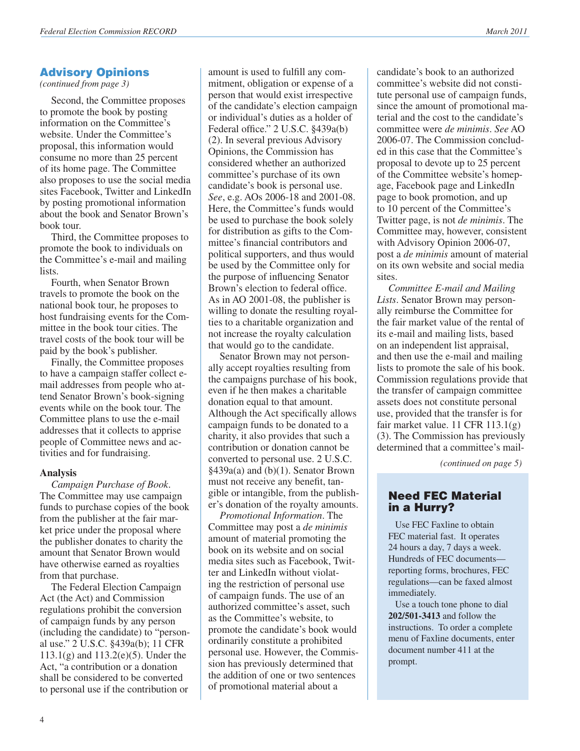## Advisory Opinions

*(continued from page 3)*

Second, the Committee proposes to promote the book by posting information on the Committee's website. Under the Committee's proposal, this information would consume no more than 25 percent of its home page. The Committee also proposes to use the social media sites Facebook, Twitter and LinkedIn by posting promotional information about the book and Senator Brown's book tour.

Third, the Committee proposes to promote the book to individuals on the Committee's e-mail and mailing lists.

Fourth, when Senator Brown travels to promote the book on the national book tour, he proposes to host fundraising events for the Committee in the book tour cities. The travel costs of the book tour will be paid by the book's publisher.

Finally, the Committee proposes to have a campaign staffer collect e-mail addresses from people who attend Senator Brown's book-signing events while on the book tour. The Committee plans to use the e-mail addresses that it collects to apprise people of Committee news and activities and for fundraising.

### Analysis

*Campaign Purchase of Book*. The Committee may use campaign funds to purchase copies of the book from the publisher at the fair market price under the proposal where the publisher donates to charity the amount that Senator Brown would have otherwise earned as royalties from that purchase.

The Federal Election Campaign Act (the Act) and Commission regulations prohibit the conversion of campaign funds by any person (including the candidate) to "personal use." 2 U.S.C. §439a(b); 11 CFR 113.1(g) and 113.2(e)(5). Under the Act, "a contribution or a donation shall be considered to be converted to personal use if the contribution or amount is used to fulfill any commitment, obligation or expense of a person that would exist irrespective of the candidate's election campaign or individual's duties as a holder of Federal office." 2 U.S.C. §439a(b)(2). In several previous Advisory Opinions, the Commission has considered whether an authorized committee's purchase of its own candidate's book is personal use. *See*, e.g. AOs 2006-18 and 2001-08. Here, the Committee's funds would be used to purchase the book solely for distribution as gifts to the Committee's financial contributors and political supporters, and thus would be used by the Committee only for the purpose of influencing Senator Brown's election to federal office. As in AO 2001-08, the publisher is willing to donate the resulting royalties to a charitable organization and not increase the royalty calculation that would go to the candidate.

Senator Brown may not personally accept royalties resulting from the campaigns purchase of his book, even if he then makes a charitable donation equal to that amount. Although the Act specifically allows campaign funds to be donated to a charity, it also provides that such a contribution or donation cannot be converted to personal use. 2 U.S.C. §439a(a) and (b)(1). Senator Brown must not receive any benefit, tangible or intangible, from the publisher's donation of the royalty amounts.

*Promotional Information*. The Committee may post a *de minimis* amount of material promoting the book on its website and on social media sites such as Facebook, Twitter and LinkedIn without violating the restriction of personal use of campaign funds. The use of an authorized committee's asset, such as the Committee's website, to promote the candidate's book would ordinarily constitute a prohibited personal use. However, the Commission has previously determined that the addition of one or two sentences of promotional material about a candidate's book to an authorized committee's website did not constitute personal use of campaign funds, since the amount of promotional material and the cost to the candidate's committee were *de minimis*. *See* AO 2006-07. The Commission concluded in this case that the Committee's proposal to devote up to 25 percent of the Committee website's homepage, Facebook page and LinkedIn page to book promotion, and up to 10 percent of the Committee's Twitter page, is not *de minimis*. The Committee may, however, consistent with Advisory Opinion 2006-07, post a *de minimis* amount of material on its own website and social media sites.

*Committee E-mail and Mailing Lists*. Senator Brown may personally reimburse the Committee for the fair market value of the rental of its e-mail and mailing lists, based on an independent list appraisal, and then use the e-mail and mailing lists to promote the sale of his book. Commission regulations provide that the transfer of campaign committee assets does not constitute personal use, provided that the transfer is for fair market value. 11 CFR 113.1(g)(3). The Commission has previously determined that a committee's mail-

*(continued on page 5)*

### Need FEC Material in a Hurry?

Use FEC Faxline to obtain FEC material fast. It operates 24 hours a day, 7 days a week. Hundreds of FEC documents—reporting forms, brochures, FEC regulations—can be faxed almost immediately.

Use a touch tone phone to dial **202/501-3413** and follow the instructions. To order a complete menu of Faxline documents, enter document number 411 at the prompt.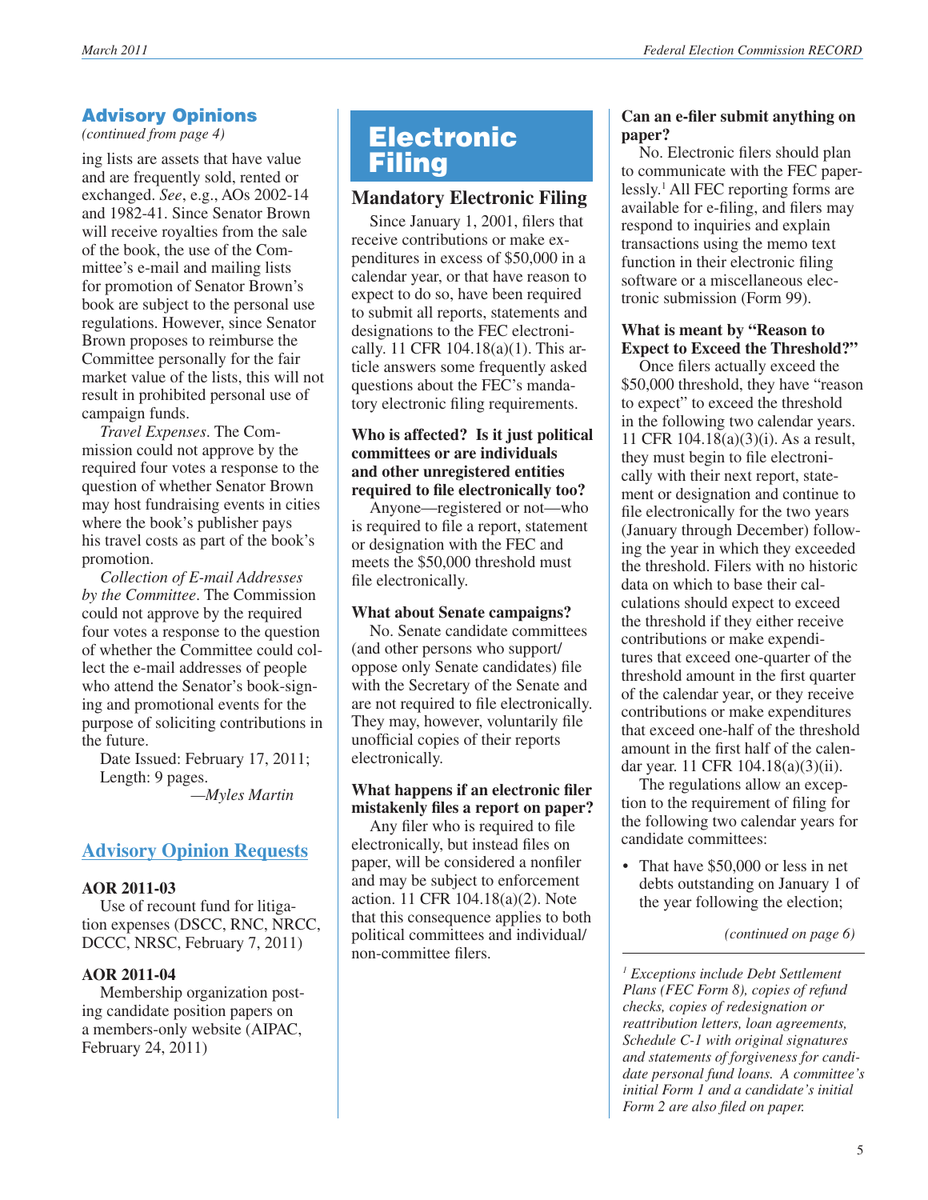## Advisory Opinions

*(continued from page 4)*

ing lists are assets that have value and are frequently sold, rented or exchanged. *See*, e.g., AOs 2002-14 and 1982-41. Since Senator Brown will receive royalties from the sale of the book, the use of the Committee's e-mail and mailing lists for promotion of Senator Brown's book are subject to the personal use regulations. However, since Senator Brown proposes to reimburse the Committee personally for the fair market value of the lists, this will not result in prohibited personal use of campaign funds.

*Travel Expenses*. The Commission could not approve by the required four votes a response to the question of whether Senator Brown may host fundraising events in cities where the book's publisher pays his travel costs as part of the book's promotion.

*Collection of E-mail Addresses by the Committee*. The Commission could not approve by the required four votes a response to the question of whether the Committee could collect the e-mail addresses of people who attend the Senator's book-signing and promotional events for the purpose of soliciting contributions in the future.

Date Issued: February 17, 2011; Length: 9 pages.

—*Myles Martin*

## Advisory Opinion Requests

**AOR 2011-03**

Use of recount fund for litigation expenses (DSCC, RNC, NRCC, DCCC, NRSC, February 7, 2011)

**AOR 2011-04**

Membership organization posting candidate position papers on a members-only website (AIPAC, February 24, 2011)

# Electronic Filing

## Mandatory Electronic Filing

Since January 1, 2001, filers that receive contributions or make expenditures in excess of $50,000 in a calendar year, or that have reason to expect to do so, have been required to submit all reports, statements and designations to the FEC electronically. 11 CFR 104.18(a)(1). This article answers some frequently asked questions about the FEC's mandatory electronic filing requirements.

**Who is affected? Is it just political committees or are individuals and other unregistered entities required to file electronically too?**

Anyone—registered or not—who is required to file a report, statement or designation with the FEC and meets the $50,000 threshold must file electronically.

**What about Senate campaigns?**

No. Senate candidate committees (and other persons who support/oppose only Senate candidates) file with the Secretary of the Senate and are not required to file electronically. They may, however, voluntarily file unofficial copies of their reports electronically.

**What happens if an electronic filer mistakenly files a report on paper?**

Any filer who is required to file electronically, but instead files on paper, will be considered a nonfiler and may be subject to enforcement action. 11 CFR 104.18(a)(2). Note that this consequence applies to both political committees and individual/non-committee filers.

**Can an e-filer submit anything on paper?**

No. Electronic filers should plan to communicate with the FEC paperlessly.[1] All FEC reporting forms are available for e-filing, and filers may respond to inquiries and explain transactions using the memo text function in their electronic filing software or a miscellaneous electronic submission (Form 99).

**What is meant by "Reason to Expect to Exceed the Threshold?"**

Once filers actually exceed the $50,000 threshold, they have "reason to expect" to exceed the threshold in the following two calendar years. 11 CFR 104.18(a)(3)(i). As a result, they must begin to file electronically with their next report, statement or designation and continue to file electronically for the two years (January through December) following the year in which they exceeded the threshold. Filers with no historic data on which to base their calculations should expect to exceed the threshold if they either receive contributions or make expenditures that exceed one-quarter of the threshold amount in the first quarter of the calendar year, or they receive contributions or make expenditures that exceed one-half of the threshold amount in the first half of the calendar year. 11 CFR 104.18(a)(3)(ii).

The regulations allow an exception to the requirement of filing for the following two calendar years for candidate committees:

- That have $50,000 or less in net debts outstanding on January 1 of the year following the election;

*(continued on page 6)*

[1] *Exceptions include Debt Settlement Plans (FEC Form 8), copies of refund checks, copies of redesignation or reattribution letters, loan agreements, Schedule C-1 with original signatures and statements of forgiveness for candidate personal fund loans. A committee's initial Form 1 and a candidate's initial Form 2 are also filed on paper.*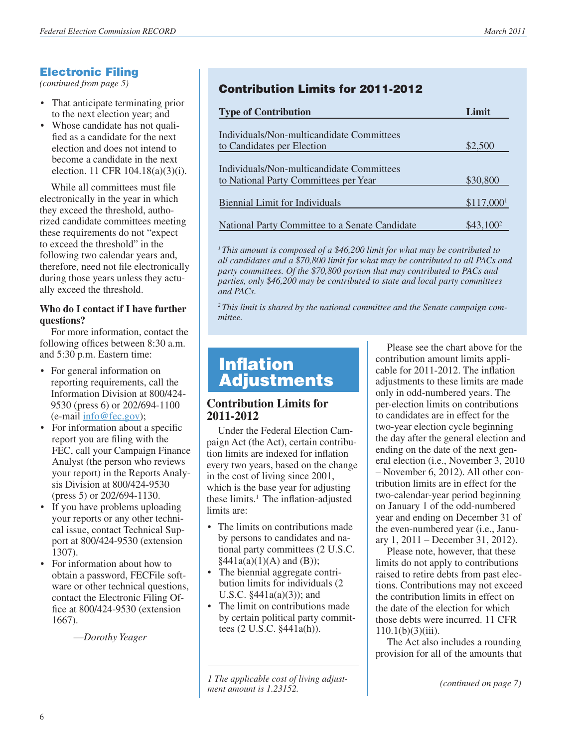## Electronic Filing

*(continued from page 5)*

- That anticipate terminating prior to the next election year; and
- Whose candidate has not qualified as a candidate for the next election and does not intend to become a candidate in the next election. 11 CFR 104.18(a)(3)(i).

While all committees must file electronically in the year in which they exceed the threshold, authorized candidate committees meeting these requirements do not "expect to exceed the threshold" in the following two calendar years and, therefore, need not file electronically during those years unless they actually exceed the threshold.

**Who do I contact if I have further questions?**

For more information, contact the following offices between 8:30 a.m. and 5:30 p.m. Eastern time:

- For general information on reporting requirements, call the Information Division at 800/424-9530 (press 6) or 202/694-1100 (e-mail info@fec.gov);
- For information about a specific report you are filing with the FEC, call your Campaign Finance Analyst (the person who reviews your report) in the Reports Analysis Division at 800/424-9530 (press 5) or 202/694-1130.
- If you have problems uploading your reports or any other technical issue, contact Technical Support at 800/424-9530 (extension 1307).
- For information about how to obtain a password, FECFile software or other technical questions, contact the Electronic Filing Office at 800/424-9530 (extension 1667).

*—Dorothy Yeager*

### Contribution Limits for 2011-2012

| Type of Contribution | Limit |
|---|---|
| Individuals/Non-multicandidate Committees to Candidates per Election | $2,500 |
| Individuals/Non-multicandidate Committees to National Party Committees per Year | $30,800 |
| Biennial Limit for Individuals | $117,000[1] |
| National Party Committee to a Senate Candidate | $43,100[2] |

*[1] This amount is composed of a $46,200 limit for what may be contributed to all candidates and a $70,800 limit for what may be contributed to all PACs and party committees. Of the $70,800 portion that may contributed to PACs and parties, only $46,200 may be contributed to state and local party committees and PACs.*

*[2] This limit is shared by the national committee and the Senate campaign committee.*

# Inflation Adjustments

## Contribution Limits for 2011-2012

Under the Federal Election Campaign Act (the Act), certain contribution limits are indexed for inflation every two years, based on the change in the cost of living since 2001, which is the base year for adjusting these limits.[1] The inflation-adjusted limits are:

- The limits on contributions made by persons to candidates and national party committees (2 U.S.C. §441a(a)(1)(A) and (B));
- The biennial aggregate contribution limits for individuals (2 U.S.C. §441a(a)(3)); and
- The limit on contributions made by certain political party committees (2 U.S.C. §441a(h)).

Please see the chart above for the contribution amount limits applicable for 2011-2012. The inflation adjustments to these limits are made only in odd-numbered years. The per-election limits on contributions to candidates are in effect for the two-year election cycle beginning the day after the general election and ending on the date of the next general election (i.e., November 3, 2010 – November 6, 2012). All other contribution limits are in effect for the two-calendar-year period beginning on January 1 of the odd-numbered year and ending on December 31 of the even-numbered year (i.e., January 1, 2011 – December 31, 2012).

Please note, however, that these limits do not apply to contributions raised to retire debts from past elections. Contributions may not exceed the contribution limits in effect on the date of the election for which those debts were incurred. 11 CFR 110.1(b)(3)(iii).

The Act also includes a rounding provision for all of the amounts that

*(continued on page 7)*

*1 The applicable cost of living adjustment amount is 1.23152.*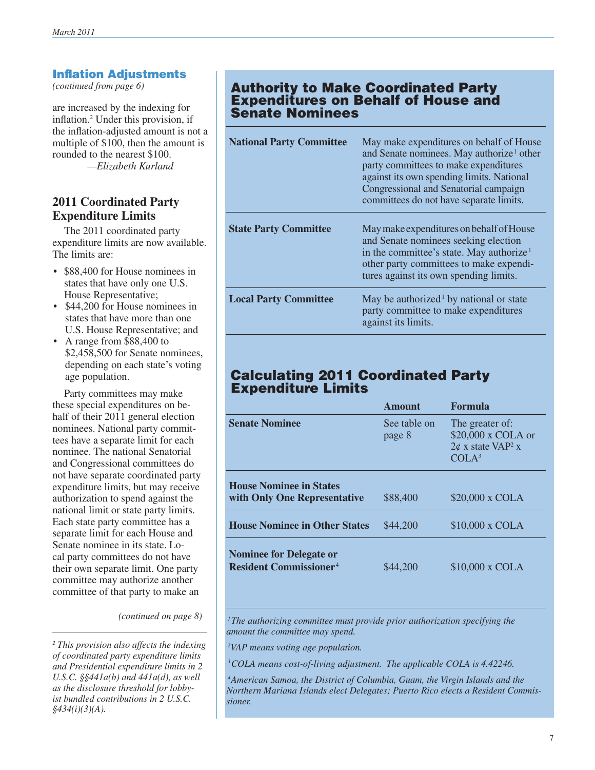## Inflation Adjustments

*(continued from page 6)*

are increased by the indexing for inflation.[2] Under this provision, if the inflation-adjusted amount is not a multiple of $100, then the amount is rounded to the nearest $100.

—*Elizabeth Kurland*

## 2011 Coordinated Party Expenditure Limits

The 2011 coordinated party expenditure limits are now available. The limits are:

- $88,400 for House nominees in states that have only one U.S. House Representative;
- $44,200 for House nominees in states that have more than one U.S. House Representative; and
- A range from $88,400 to $2,458,500 for Senate nominees, depending on each state's voting age population.

Party committees may make these special expenditures on behalf of their 2011 general election nominees. National party committees have a separate limit for each nominee. The national Senatorial and Congressional committees do not have separate coordinated party expenditure limits, but may receive authorization to spend against the national limit or state party limits. Each state party committee has a separate limit for each House and Senate nominee in its state. Local party committees do not have their own separate limit. One party committee may authorize another committee of that party to make an

*(continued on page 8)*

*[2] This provision also affects the indexing of coordinated party expenditure limits and Presidential expenditure limits in 2 U.S.C. §§441a(b) and 441a(d), as well as the disclosure threshold for lobbyist bundled contributions in 2 U.S.C. §434(i)(3)(A).*

## Authority to Make Coordinated Party Expenditures on Behalf of House and Senate Nominees

| | |
|---|---|
| **National Party Committee** | May make expenditures on behalf of House and Senate nominees. May authorize[1] other party committees to make expenditures against its own spending limits. National Congressional and Senatorial campaign committees do not have separate limits. |
| **State Party Committee** | May make expenditures on behalf of House and Senate nominees seeking election in the committee's state. May authorize[1] other party committees to make expenditures against its own spending limits. |
| **Local Party Committee** | May be authorized[1] by national or state party committee to make expenditures against its limits. |

## Calculating 2011 Coordinated Party Expenditure Limits

| | Amount | Formula |
|---|---|---|
| **Senate Nominee** | See table on page 8 | The greater of: $20,000 x COLA or 2¢ x state VAP[2] x COLA[3] |
| **House Nominee in States with Only One Representative** | $88,400 | $20,000 x COLA |
| **House Nominee in Other States** | $44,200 | $10,000 x COLA |
| **Nominee for Delegate or Resident Commissioner**[4] | $44,200 | $10,000 x COLA |

*[1] The authorizing committee must provide prior authorization specifying the amount the committee may spend.*

*[2] VAP means voting age population.*

*[3] COLA means cost-of-living adjustment. The applicable COLA is 4.42246.*

*[4] American Samoa, the District of Columbia, Guam, the Virgin Islands and the Northern Mariana Islands elect Delegates; Puerto Rico elects a Resident Commissioner.*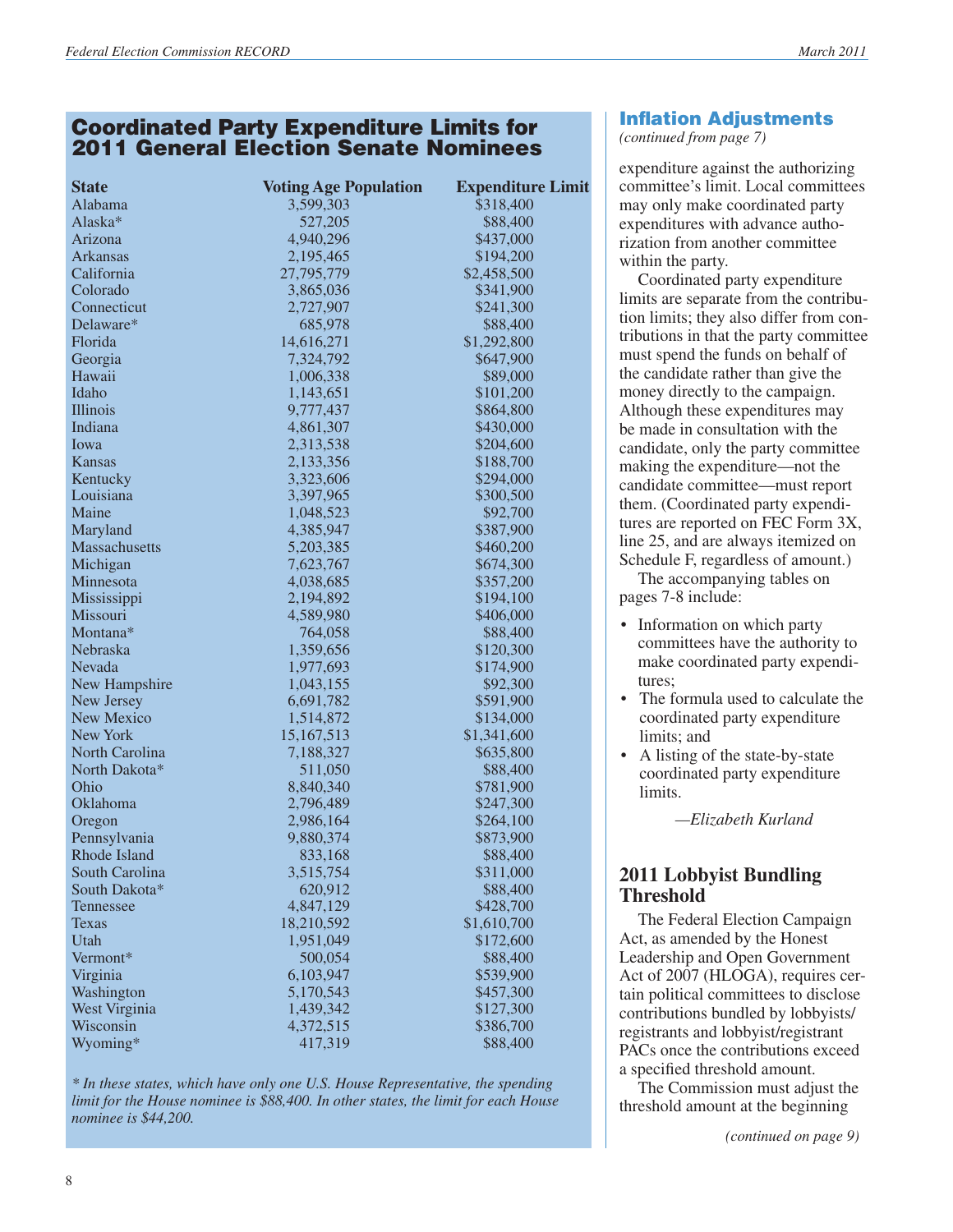## Coordinated Party Expenditure Limits for 2011 General Election Senate Nominees

| State | Voting Age Population | Expenditure Limit |
|---|---|---|
| Alabama | 3,599,303 | $318,400 |
| Alaska* | 527,205 | $88,400 |
| Arizona | 4,940,296 | $437,000 |
| Arkansas | 2,195,465 | $194,200 |
| California | 27,795,779 | $2,458,500 |
| Colorado | 3,865,036 | $341,900 |
| Connecticut | 2,727,907 | $241,300 |
| Delaware* | 685,978 | $88,400 |
| Florida | 14,616,271 | $1,292,800 |
| Georgia | 7,324,792 | $647,900 |
| Hawaii | 1,006,338 | $89,000 |
| Idaho | 1,143,651 | $101,200 |
| Illinois | 9,777,437 | $864,800 |
| Indiana | 4,861,307 | $430,000 |
| Iowa | 2,313,538 | $204,600 |
| Kansas | 2,133,356 | $188,700 |
| Kentucky | 3,323,606 | $294,000 |
| Louisiana | 3,397,965 | $300,500 |
| Maine | 1,048,523 | $92,700 |
| Maryland | 4,385,947 | $387,900 |
| Massachusetts | 5,203,385 | $460,200 |
| Michigan | 7,623,767 | $674,300 |
| Minnesota | 4,038,685 | $357,200 |
| Mississippi | 2,194,892 | $194,100 |
| Missouri | 4,589,980 | $406,000 |
| Montana* | 764,058 | $88,400 |
| Nebraska | 1,359,656 | $120,300 |
| Nevada | 1,977,693 | $174,900 |
| New Hampshire | 1,043,155 | $92,300 |
| New Jersey | 6,691,782 | $591,900 |
| New Mexico | 1,514,872 | $134,000 |
| New York | 15,167,513 | $1,341,600 |
| North Carolina | 7,188,327 | $635,800 |
| North Dakota* | 511,050 | $88,400 |
| Ohio | 8,840,340 | $781,900 |
| Oklahoma | 2,796,489 | $247,300 |
| Oregon | 2,986,164 | $264,100 |
| Pennsylvania | 9,880,374 | $873,900 |
| Rhode Island | 833,168 | $88,400 |
| South Carolina | 3,515,754 | $311,000 |
| South Dakota* | 620,912 | $88,400 |
| Tennessee | 4,847,129 | $428,700 |
| Texas | 18,210,592 | $1,610,700 |
| Utah | 1,951,049 | $172,600 |
| Vermont* | 500,054 | $88,400 |
| Virginia | 6,103,947 | $539,900 |
| Washington | 5,170,543 | $457,300 |
| West Virginia | 1,439,342 | $127,300 |
| Wisconsin | 4,372,515 | $386,700 |
| Wyoming* | 417,319 | $88,400 |

*\* In these states, which have only one U.S. House Representative, the spending limit for the House nominee is $88,400. In other states, the limit for each House nominee is $44,200.*

## Inflation Adjustments

*(continued from page 7)*

expenditure against the authorizing committee's limit. Local committees may only make coordinated party expenditures with advance authorization from another committee within the party.

Coordinated party expenditure limits are separate from the contribution limits; they also differ from contributions in that the party committee must spend the funds on behalf of the candidate rather than give the money directly to the campaign. Although these expenditures may be made in consultation with the candidate, only the party committee making the expenditure—not the candidate committee—must report them. (Coordinated party expenditures are reported on FEC Form 3X, line 25, and are always itemized on Schedule F, regardless of amount.)

The accompanying tables on pages 7-8 include:

- Information on which party committees have the authority to make coordinated party expenditures;
- The formula used to calculate the coordinated party expenditure limits; and
- A listing of the state-by-state coordinated party expenditure limits.

*—Elizabeth Kurland*

## 2011 Lobbyist Bundling Threshold

The Federal Election Campaign Act, as amended by the Honest Leadership and Open Government Act of 2007 (HLOGA), requires certain political committees to disclose contributions bundled by lobbyists/registrants and lobbyist/registrant PACs once the contributions exceed a specified threshold amount.

The Commission must adjust the threshold amount at the beginning

*(continued on page 9)*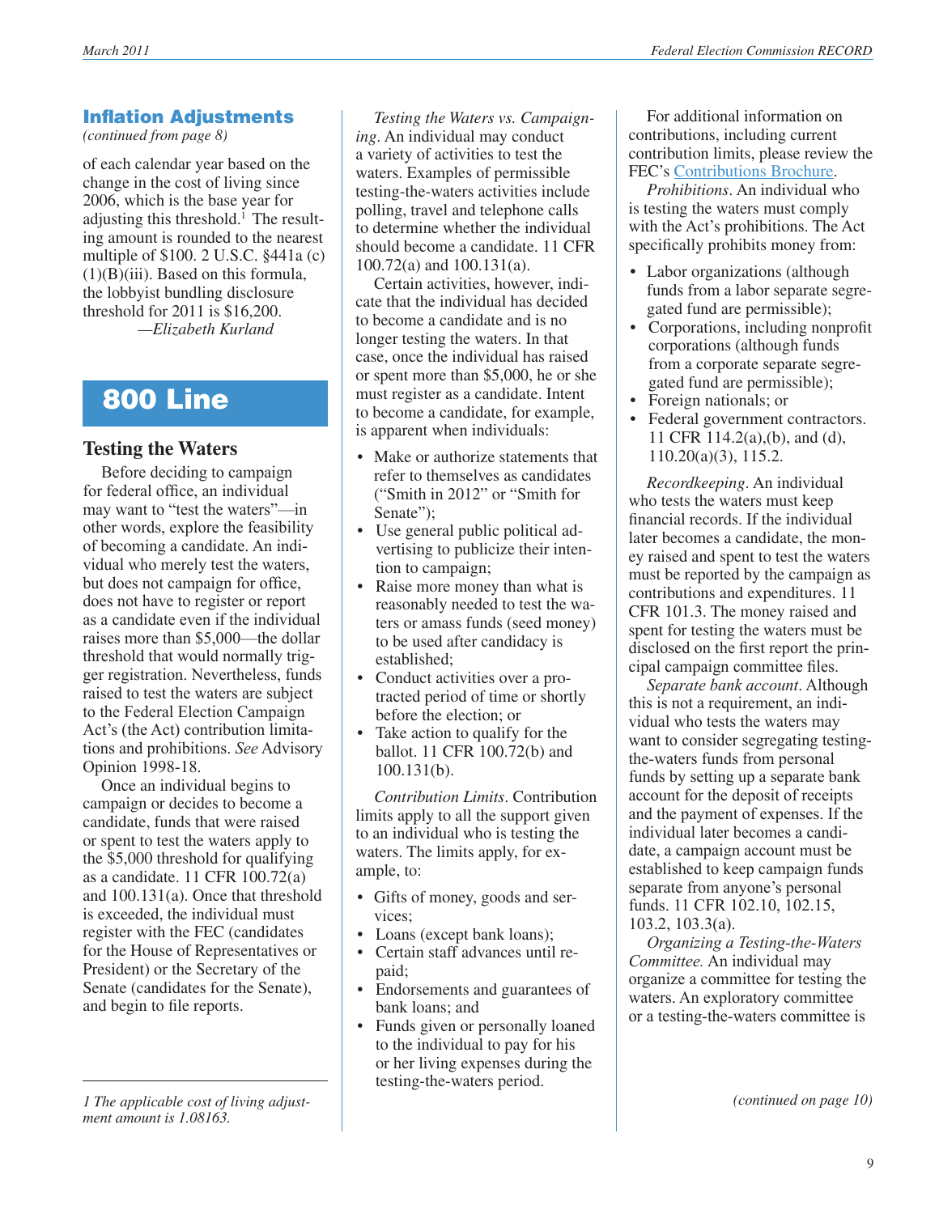## Inflation Adjustments

*(continued from page 8)*

of each calendar year based on the change in the cost of living since 2006, which is the base year for adjusting this threshold.[1] The resulting amount is rounded to the nearest multiple of $100. 2 U.S.C. §441a (c)(1)(B)(iii). Based on this formula, the lobbyist bundling disclosure threshold for 2011 is $16,200.

—*Elizabeth Kurland*

# 800 Line

## Testing the Waters

Before deciding to campaign for federal office, an individual may want to "test the waters"—in other words, explore the feasibility of becoming a candidate. An individual who merely test the waters, but does not campaign for office, does not have to register or report as a candidate even if the individual raises more than $5,000—the dollar threshold that would normally trigger registration. Nevertheless, funds raised to test the waters are subject to the Federal Election Campaign Act's (the Act) contribution limitations and prohibitions. *See* Advisory Opinion 1998-18.

Once an individual begins to campaign or decides to become a candidate, funds that were raised or spent to test the waters apply to the $5,000 threshold for qualifying as a candidate. 11 CFR 100.72(a) and 100.131(a). Once that threshold is exceeded, the individual must register with the FEC (candidates for the House of Representatives or President) or the Secretary of the Senate (candidates for the Senate), and begin to file reports.

*Testing the Waters vs. Campaigning*. An individual may conduct a variety of activities to test the waters. Examples of permissible testing-the-waters activities include polling, travel and telephone calls to determine whether the individual should become a candidate. 11 CFR 100.72(a) and 100.131(a).

Certain activities, however, indicate that the individual has decided to become a candidate and is no longer testing the waters. In that case, once the individual has raised or spent more than $5,000, he or she must register as a candidate. Intent to become a candidate, for example, is apparent when individuals:

- Make or authorize statements that refer to themselves as candidates ("Smith in 2012" or "Smith for Senate");
- Use general public political advertising to publicize their intention to campaign;
- Raise more money than what is reasonably needed to test the waters or amass funds (seed money) to be used after candidacy is established;
- Conduct activities over a protracted period of time or shortly before the election; or
- Take action to qualify for the ballot. 11 CFR 100.72(b) and 100.131(b).

*Contribution Limits*. Contribution limits apply to all the support given to an individual who is testing the waters. The limits apply, for example, to:

- Gifts of money, goods and services;
- Loans (except bank loans);
- Certain staff advances until repaid;
- Endorsements and guarantees of bank loans; and
- Funds given or personally loaned to the individual to pay for his or her living expenses during the testing-the-waters period.

For additional information on contributions, including current contribution limits, please review the FEC's Contributions Brochure.

*Prohibitions*. An individual who is testing the waters must comply with the Act's prohibitions. The Act specifically prohibits money from:

- Labor organizations (although funds from a labor separate segregated fund are permissible);
- Corporations, including nonprofit corporations (although funds from a corporate separate segregated fund are permissible);
- Foreign nationals; or
- Federal government contractors. 11 CFR 114.2(a),(b), and (d), 110.20(a)(3), 115.2.

*Recordkeeping*. An individual who tests the waters must keep financial records. If the individual later becomes a candidate, the money raised and spent to test the waters must be reported by the campaign as contributions and expenditures. 11 CFR 101.3. The money raised and spent for testing the waters must be disclosed on the first report the principal campaign committee files.

*Separate bank account*. Although this is not a requirement, an individual who tests the waters may want to consider segregating testing-the-waters funds from personal funds by setting up a separate bank account for the deposit of receipts and the payment of expenses. If the individual later becomes a candidate, a campaign account must be established to keep campaign funds separate from anyone's personal funds. 11 CFR 102.10, 102.15, 103.2, 103.3(a).

*Organizing a Testing-the-Waters Committee.* An individual may organize a committee for testing the waters. An exploratory committee or a testing-the-waters committee is

*(continued on page 10)*

---

*1 The applicable cost of living adjustment amount is 1.08163.*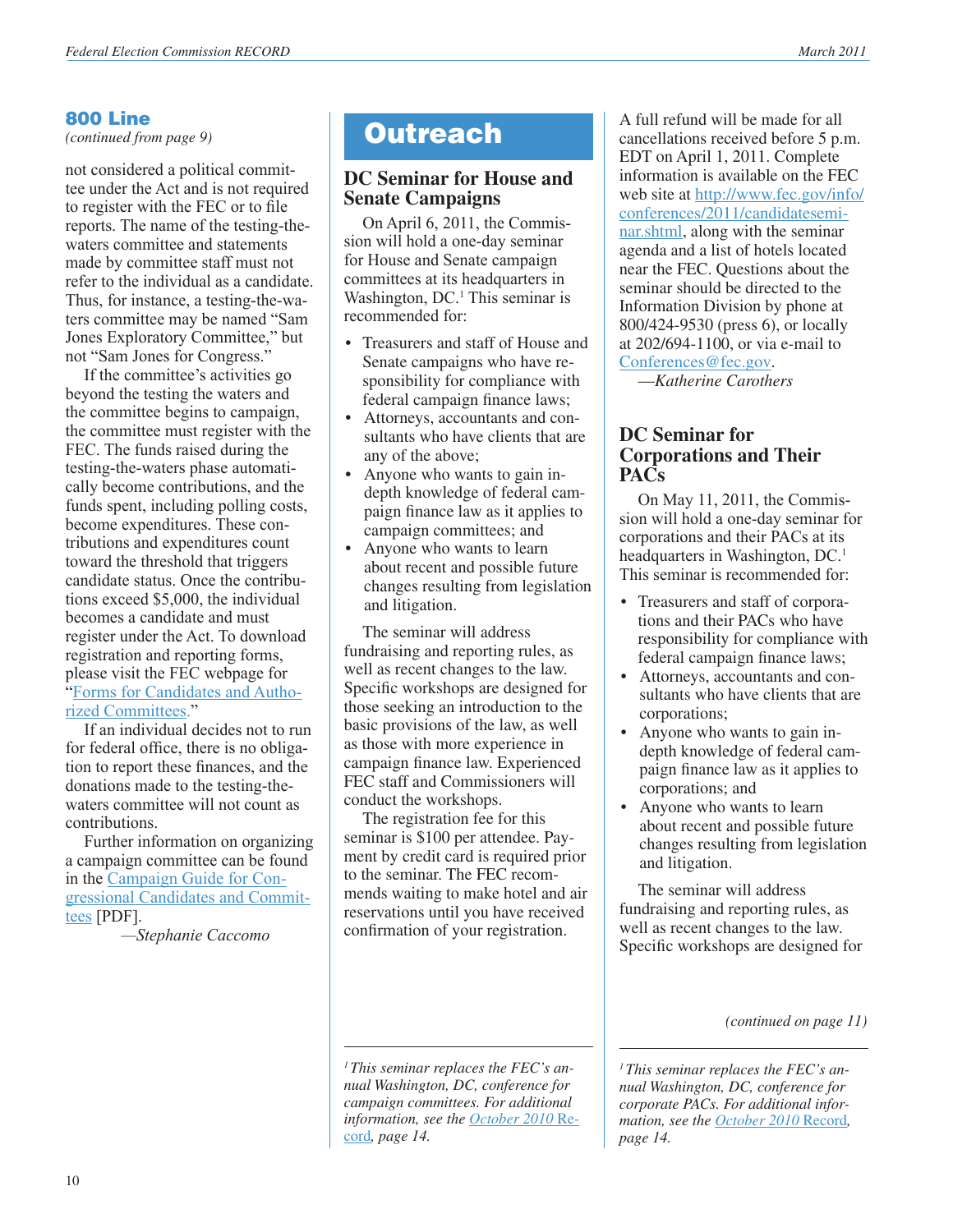## 800 Line

*(continued from page 9)*

not considered a political committee under the Act and is not required to register with the FEC or to file reports. The name of the testing-the-waters committee and statements made by committee staff must not refer to the individual as a candidate. Thus, for instance, a testing-the-waters committee may be named "Sam Jones Exploratory Committee," but not "Sam Jones for Congress."

If the committee's activities go beyond the testing the waters and the committee begins to campaign, the committee must register with the FEC. The funds raised during the testing-the-waters phase automatically become contributions, and the funds spent, including polling costs, become expenditures. These contributions and expenditures count toward the threshold that triggers candidate status. Once the contributions exceed $5,000, the individual becomes a candidate and must register under the Act. To download registration and reporting forms, please visit the FEC webpage for "Forms for Candidates and Authorized Committees."

If an individual decides not to run for federal office, there is no obligation to report these finances, and the donations made to the testing-the-waters committee will not count as contributions.

Further information on organizing a campaign committee can be found in the Campaign Guide for Congressional Candidates and Committees [PDF].

—*Stephanie Caccomo*

# Outreach

## DC Seminar for House and Senate Campaigns

On April 6, 2011, the Commission will hold a one-day seminar for House and Senate campaign committees at its headquarters in Washington, DC.[1] This seminar is recommended for:

- Treasurers and staff of House and Senate campaigns who have responsibility for compliance with federal campaign finance laws;
- Attorneys, accountants and consultants who have clients that are any of the above;
- Anyone who wants to gain in-depth knowledge of federal campaign finance law as it applies to campaign committees; and
- Anyone who wants to learn about recent and possible future changes resulting from legislation and litigation.

The seminar will address fundraising and reporting rules, as well as recent changes to the law. Specific workshops are designed for those seeking an introduction to the basic provisions of the law, as well as those with more experience in campaign finance law. Experienced FEC staff and Commissioners will conduct the workshops.

The registration fee for this seminar is $100 per attendee. Payment by credit card is required prior to the seminar. The FEC recommends waiting to make hotel and air reservations until you have received confirmation of your registration.

A full refund will be made for all cancellations received before 5 p.m. EDT on April 1, 2011. Complete information is available on the FEC web site at http://www.fec.gov/info/conferences/2011/candidateseminar.shtml, along with the seminar agenda and a list of hotels located near the FEC. Questions about the seminar should be directed to the Information Division by phone at 800/424-9530 (press 6), or locally at 202/694-1100, or via e-mail to Conferences@fec.gov.

—*Katherine Carothers*

[1] *This seminar replaces the FEC's annual Washington, DC, conference for campaign committees. For additional information, see the October 2010 Record, page 14.*

## DC Seminar for Corporations and Their PACs

On May 11, 2011, the Commission will hold a one-day seminar for corporations and their PACs at its headquarters in Washington, DC.[1] This seminar is recommended for:

- Treasurers and staff of corporations and their PACs who have responsibility for compliance with federal campaign finance laws;
- Attorneys, accountants and consultants who have clients that are corporations;
- Anyone who wants to gain in-depth knowledge of federal campaign finance law as it applies to corporations; and
- Anyone who wants to learn about recent and possible future changes resulting from legislation and litigation.

The seminar will address fundraising and reporting rules, as well as recent changes to the law. Specific workshops are designed for

*(continued on page 11)*

[1] *This seminar replaces the FEC's annual Washington, DC, conference for corporate PACs. For additional information, see the October 2010 Record, page 14.*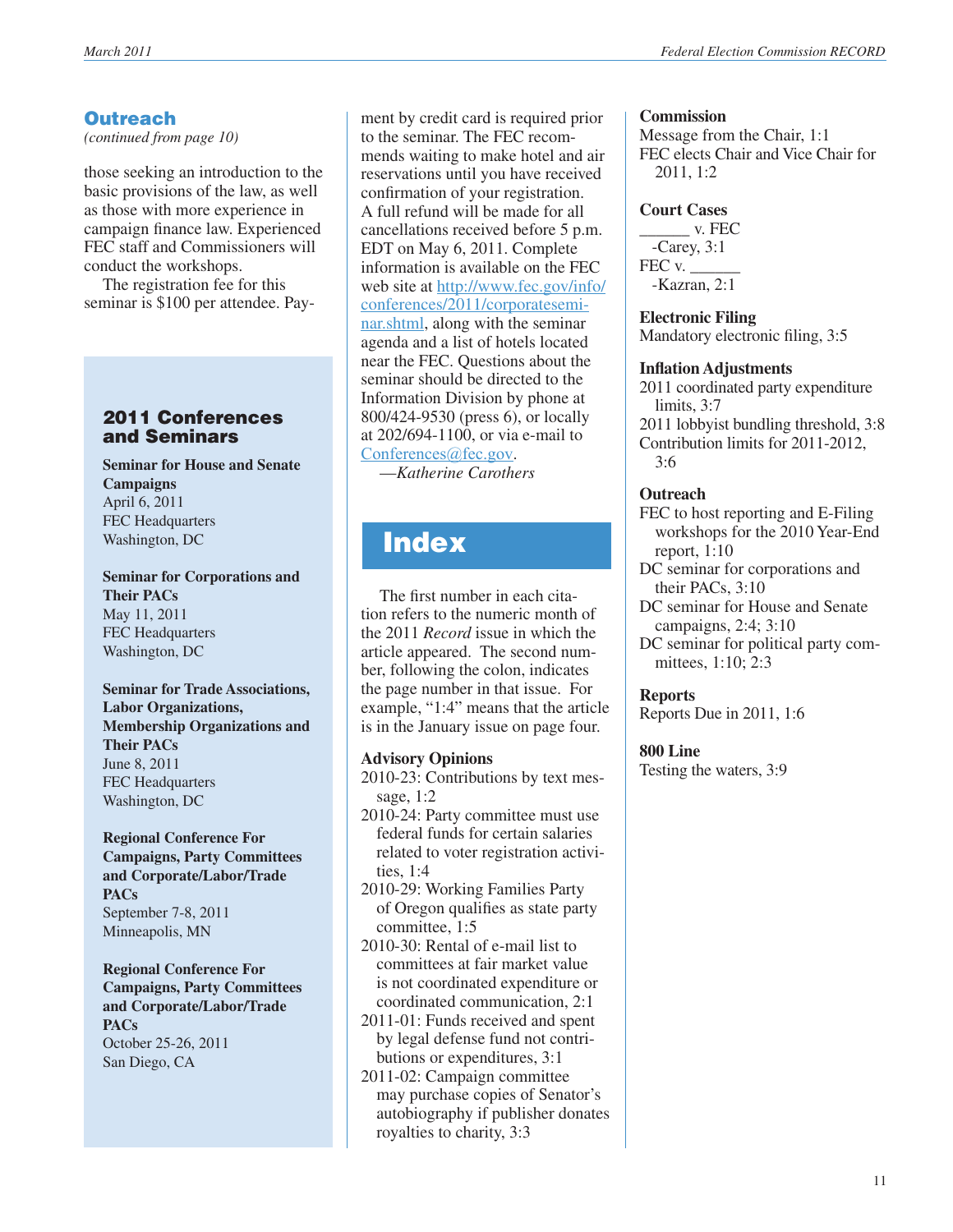## Outreach

*(continued from page 10)*

those seeking an introduction to the basic provisions of the law, as well as those with more experience in campaign finance law. Experienced FEC staff and Commissioners will conduct the workshops.

The registration fee for this seminar is $100 per attendee. Payment by credit card is required prior to the seminar. The FEC recommends waiting to make hotel and air reservations until you have received confirmation of your registration. A full refund will be made for all cancellations received before 5 p.m. EDT on May 6, 2011. Complete information is available on the FEC web site at http://www.fec.gov/info/conferences/2011/corporateseminar.shtml, along with the seminar agenda and a list of hotels located near the FEC. Questions about the seminar should be directed to the Information Division by phone at 800/424-9530 (press 6), or locally at 202/694-1100, or via e-mail to Conferences@fec.gov.

—*Katherine Carothers*

### 2011 Conferences and Seminars

**Seminar for House and Senate Campaigns**
April 6, 2011
FEC Headquarters
Washington, DC

**Seminar for Corporations and Their PACs**
May 11, 2011
FEC Headquarters
Washington, DC

**Seminar for Trade Associations, Labor Organizations, Membership Organizations and Their PACs**
June 8, 2011
FEC Headquarters
Washington, DC

**Regional Conference For Campaigns, Party Committees and Corporate/Labor/Trade PACs**
September 7-8, 2011
Minneapolis, MN

**Regional Conference For Campaigns, Party Committees and Corporate/Labor/Trade PACs**
October 25-26, 2011
San Diego, CA

## Index

The first number in each citation refers to the numeric month of the 2011 *Record* issue in which the article appeared. The second number, following the colon, indicates the page number in that issue. For example, "1:4" means that the article is in the January issue on page four.

**Advisory Opinions**
2010-23: Contributions by text message, 1:2
2010-24: Party committee must use federal funds for certain salaries related to voter registration activities, 1:4
2010-29: Working Families Party of Oregon qualifies as state party committee, 1:5
2010-30: Rental of e-mail list to committees at fair market value is not coordinated expenditure or coordinated communication, 2:1
2011-01: Funds received and spent by legal defense fund not contributions or expenditures, 3:1
2011-02: Campaign committee may purchase copies of Senator's autobiography if publisher donates royalties to charity, 3:3

**Commission**
Message from the Chair, 1:1
FEC elects Chair and Vice Chair for 2011, 1:2

**Court Cases**
______ v. FEC
-Carey, 3:1
FEC v. ______
-Kazran, 2:1

**Electronic Filing**
Mandatory electronic filing, 3:5

**Inflation Adjustments**
2011 coordinated party expenditure limits, 3:7
2011 lobbyist bundling threshold, 3:8
Contribution limits for 2011-2012, 3:6

**Outreach**
FEC to host reporting and E-Filing workshops for the 2010 Year-End report, 1:10
DC seminar for corporations and their PACs, 3:10
DC seminar for House and Senate campaigns, 2:4; 3:10
DC seminar for political party committees, 1:10; 2:3

**Reports**
Reports Due in 2011, 1:6

**800 Line**
Testing the waters, 3:9